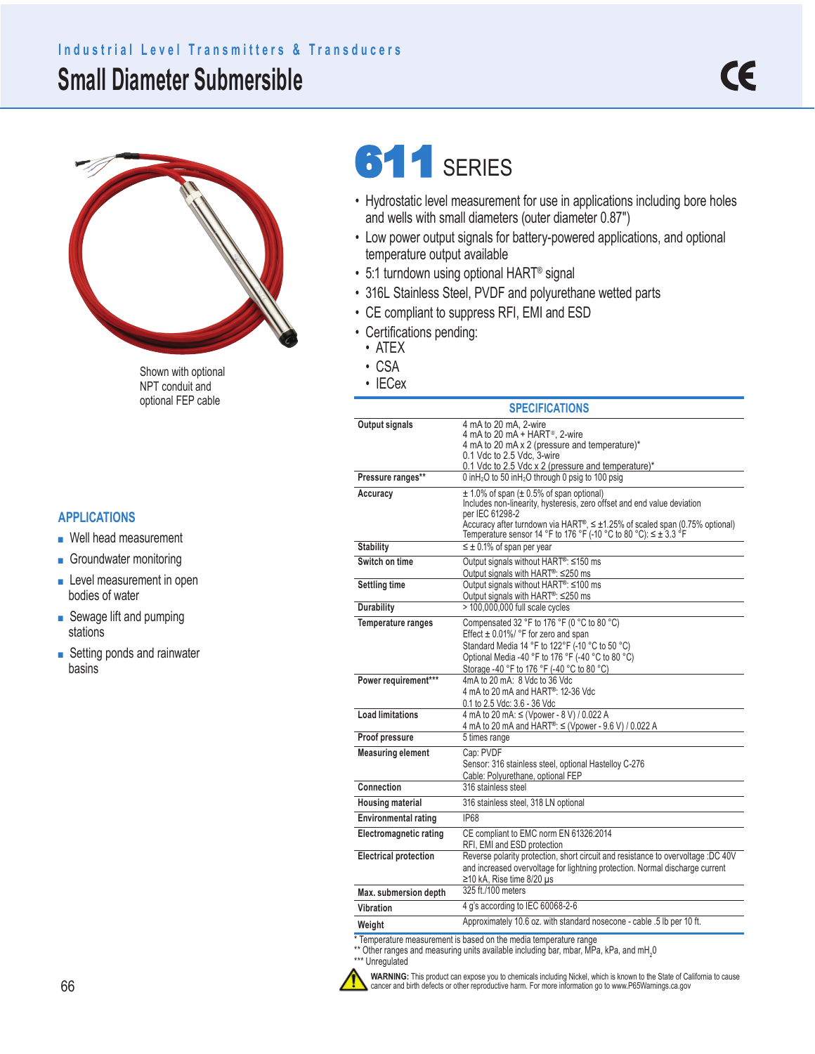Industrial Level Transmitters & Transducers

# Small Diameter Submersible

Shown with optional NPT conduit and optional FEP cable

## APPLICATIONS

- Well head measurement
- Groundwater monitoring
- Level measurement in open bodies of water
- Sewage lift and pumping stations
- Setting ponds and rainwater basins

# 611 SERIES

- Hydrostatic level measurement for use in applications including bore holes and wells with small diameters (outer diameter 0.87")
- Low power output signals for battery-powered applications, and optional temperature output available
- 5:1 turndown using optional HART® signal
- 316L Stainless Steel, PVDF and polyurethane wetted parts
- CE compliant to suppress RFI, EMI and ESD
- Certifications pending:
  - ATEX
  - CSA
  - IECex

## SPECIFICATIONS

| | |
|---|---|
| **Output signals** | 4 mA to 20 mA, 2-wire<br>4 mA to 20 mA + HART®, 2-wire<br>4 mA to 20 mA x 2 (pressure and temperature)*<br>0.1 Vdc to 2.5 Vdc, 3-wire<br>0.1 Vdc to 2.5 Vdc x 2 (pressure and temperature)* |
| **Pressure ranges**** | 0 inH$_2$O to 50 inH$_2$O through 0 psig to 100 psig |
| **Accuracy** | ± 1.0% of span (± 0.5% of span optional)<br>Includes non-linearity, hysteresis, zero offset and end value deviation per IEC 61298-2<br>Accuracy after turndown via HART®, ≤ ±1.25% of scaled span (0.75% optional)<br>Temperature sensor 14 °F to 176 °F (-10 °C to 80 °C): ≤ ± 3.3 °F |
| **Stability** | ≤ ± 0.1% of span per year |
| **Switch on time** | Output signals without HART®: ≤150 ms<br>Output signals with HART®: ≤250 ms |
| **Settling time** | Output signals without HART®: ≤100 ms<br>Output signals with HART®: ≤250 ms |
| **Durability** | > 100,000,000 full scale cycles |
| **Temperature ranges** | Compensated 32 °F to 176 °F (0 °C to 80 °C)<br>Effect ± 0.01%/ °F for zero and span<br>Standard Media 14 °F to 122°F (-10 °C to 50 °C)<br>Optional Media -40 °F to 176 °F (-40 °C to 80 °C)<br>Storage -40 °F to 176 °F (-40 °C to 80 °C) |
| **Power requirement***** | 4mA to 20 mA: 8 Vdc to 36 Vdc<br>4 mA to 20 mA and HART®: 12-36 Vdc<br>0.1 to 2.5 Vdc: 3.6 - 36 Vdc |
| **Load limitations** | 4 mA to 20 mA: ≤ (Vpower - 8 V) / 0.022 A<br>4 mA to 20 mA and HART®: ≤ (Vpower - 9.6 V) / 0.022 A |
| **Proof pressure** | 5 times range |
| **Measuring element** | Cap: PVDF<br>Sensor: 316 stainless steel, optional Hastelloy C-276<br>Cable: Polyurethane, optional FEP |
| **Connection** | 316 stainless steel |
| **Housing material** | 316 stainless steel, 318 LN optional |
| **Environmental rating** | IP68 |
| **Electromagnetic rating** | CE compliant to EMC norm EN 61326:2014<br>RFI, EMI and ESD protection |
| **Electrical protection** | Reverse polarity protection, short circuit and resistance to overvoltage :DC 40V and increased overvoltage for lightning protection. Normal discharge current ≥10 kA, Rise time 8/20 µs |
| **Max. submersion depth** | 325 ft./100 meters |
| **Vibration** | 4 g's according to IEC 60068-2-6 |
| **Weight** | Approximately 10.6 oz. with standard nosecone - cable .5 lb per 10 ft. |

\* Temperature measurement is based on the media temperature range
\*\* Other ranges and measuring units available including bar, mbar, MPa, kPa, and mH$_2$0
\*\*\* Unregulated

**WARNING:** This product can expose you to chemicals including Nickel, which is known to the State of California to cause cancer and birth defects or other reproductive harm. For more information go to www.P65Warnings.ca.gov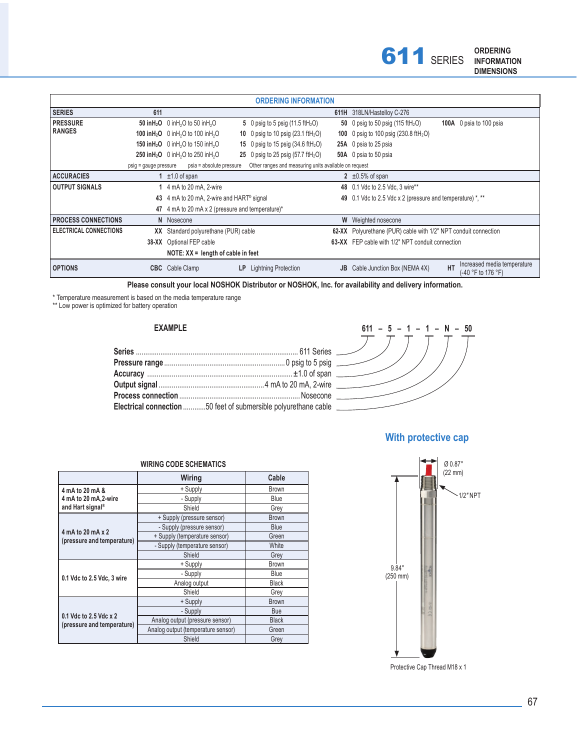# 611 SERIES

ORDERING INFORMATION
DIMENSIONS

## ORDERING INFORMATION

| | | | | | | | | |
|---|---|---|---|---|---|---|---|---|
| **SERIES** | **611** | | | | **611H** | 318LN/Hastelloy C-276 | | |
| **PRESSURE RANGES** | **50 inH$_2$O** | 0 inH$_2$O to 50 inH$_2$O | **5** | 0 psig to 5 psig (11.5 ftH$_2$O) | **50** | 0 psig to 50 psig (115 ftH$_2$O) | **100A** | 0 psia to 100 psia |
| | **100 inH$_2$O** | 0 inH$_2$O to 100 inH$_2$O | **10** | 0 psig to 10 psig (23.1 ftH$_2$O) | **100** | 0 psig to 100 psig (230.8 ftH$_2$O) | | |
| | **150 inH$_2$O** | 0 inH$_2$O to 150 inH$_2$O | **15** | 0 psig to 15 psig (34.6 ftH$_2$O) | **25A** | 0 psia to 25 psig | | |
| | **250 inH$_2$O** | 0 inH$_2$O to 250 inH$_2$O | **25** | 0 psig to 25 psig (57.7 ftH$_2$O) | **50A** | 0 psia to 50 psia | | |
| | psig = gauge pressure | psia = absolute pressure | Other ranges and measuring units available on request | | | | | |
| **ACCURACIES** | **1** | ±1.0 of span | | | **2** | ±0.5% of span | | |
| **OUTPUT SIGNALS** | **1** | 4 mA to 20 mA, 2-wire | | | **48** | 0.1 Vdc to 2.5 Vdc, 3 wire** | | |
| | **43** | 4 mA to 20 mA, 2-wire and HART® signal | | | **49** | 0.1 Vdc to 2.5 Vdc x 2 (pressure and temperature) *, ** | | |
| | **47** | 4 mA to 20 mA x 2 (pressure and temperature)* | | | | | | |
| **PROCESS CONNECTIONS** | **N** | Nosecone | | | **W** | Weighted nosecone | | |
| **ELECTRICAL CONNECTIONS** | **XX** | Standard polyurethane (PUR) cable | | | **62-XX** | Polyurethane (PUR) cable with 1/2" NPT conduit connection | | |
| | **38-XX** | Optional FEP cable | | | **63-XX** | FEP cable with 1/2" NPT conduit connection | | |
| | | **NOTE: XX = length of cable in feet** | | | | | | |
| **OPTIONS** | **CBC** | Cable Clamp | **LP** | Lightning Protection | **JB** | Cable Junction Box (NEMA 4X) | **HT** | Increased media temperature (-40 °F to 176 °F) |

**Please consult your local NOSHOK Distributor or NOSHOK, Inc. for availability and delivery information.**

\* Temperature measurement is based on the media temperature range
\** Low power is optimized for battery operation

### EXAMPLE

**611 – 5 – 1 – 1 – N – 50**

**Series** ........ 611 Series
**Pressure range** ........ 0 psig to 5 psig
**Accuracy** ........ ±1.0 of span
**Output signal** ........ 4 mA to 20 mA, 2-wire
**Process connection** ........ Nosecone
**Electrical connection** ........ 50 feet of submersible polyurethane cable

### WIRING CODE SCHEMATICS

| | Wiring | Cable |
|---|---|---|
| **4 mA to 20 mA & 4 mA to 20 mA,2-wire and Hart signal®** | + Supply | Brown |
| | - Supply | Blue |
| | Shield | Grey |
| **4 mA to 20 mA x 2 (pressure and temperature)** | + Supply (pressure sensor) | Brown |
| | - Supply (pressure sensor) | Blue |
| | + Supply (temperature sensor) | Green |
| | - Supply (temperature sensor) | White |
| | Shield | Grey |
| **0.1 Vdc to 2.5 Vdc, 3 wire** | + Supply | Brown |
| | - Supply | Blue |
| | Analog output | Black |
| | Shield | Grey |
| **0.1 Vdc to 2.5 Vdc x 2 (pressure and temperature)** | + Supply | Brown |
| | - Supply | Bue |
| | Analog output (pressure sensor) | Black |
| | Analog output (temperature sensor) | Green |
| | Shield | Grey |

### With protective cap

Ø 0.87" (22 mm)
1/2" NPT
9.84" (250 mm)

Protective Cap Thread M18 x 1